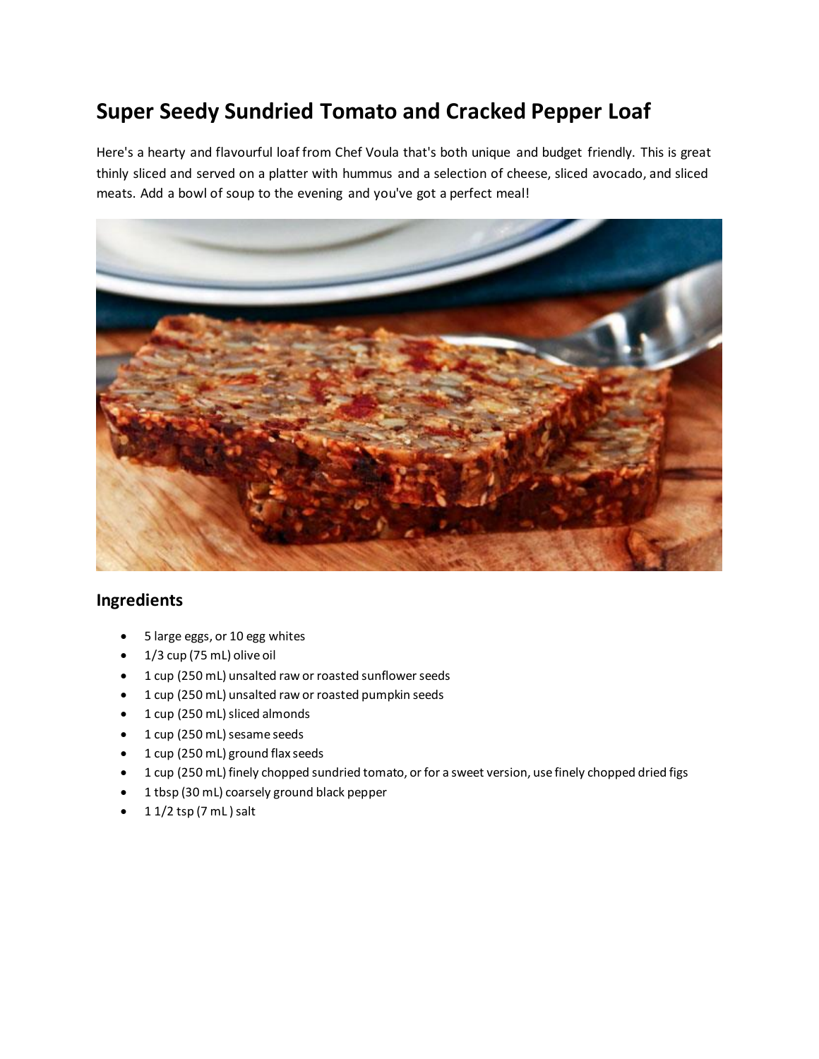# Super Seedy Sundried Tomato and Cracked Pepper Loaf

Here's a hearty and flavourful loaf from Chef Voula that's both unique and budget friendly. This is great thinly sliced and served on a platter with hummus and a selection of cheese, sliced avocado, and sliced meats. Add a bowl of soup to the evening and you've got a perfect meal!

## Ingredients

- 5 large eggs, or 10 egg whites
- 1/3 cup (75 mL) olive oil
- 1 cup (250 mL) unsalted raw or roasted sunflower seeds
- 1 cup (250 mL) unsalted raw or roasted pumpkin seeds
- 1 cup (250 mL) sliced almonds
- 1 cup (250 mL) sesame seeds
- 1 cup (250 mL) ground flax seeds
- 1 cup (250 mL) finely chopped sundried tomato, or for a sweet version, use finely chopped dried figs
- 1 tbsp (30 mL) coarsely ground black pepper
- 1 1/2 tsp (7 mL ) salt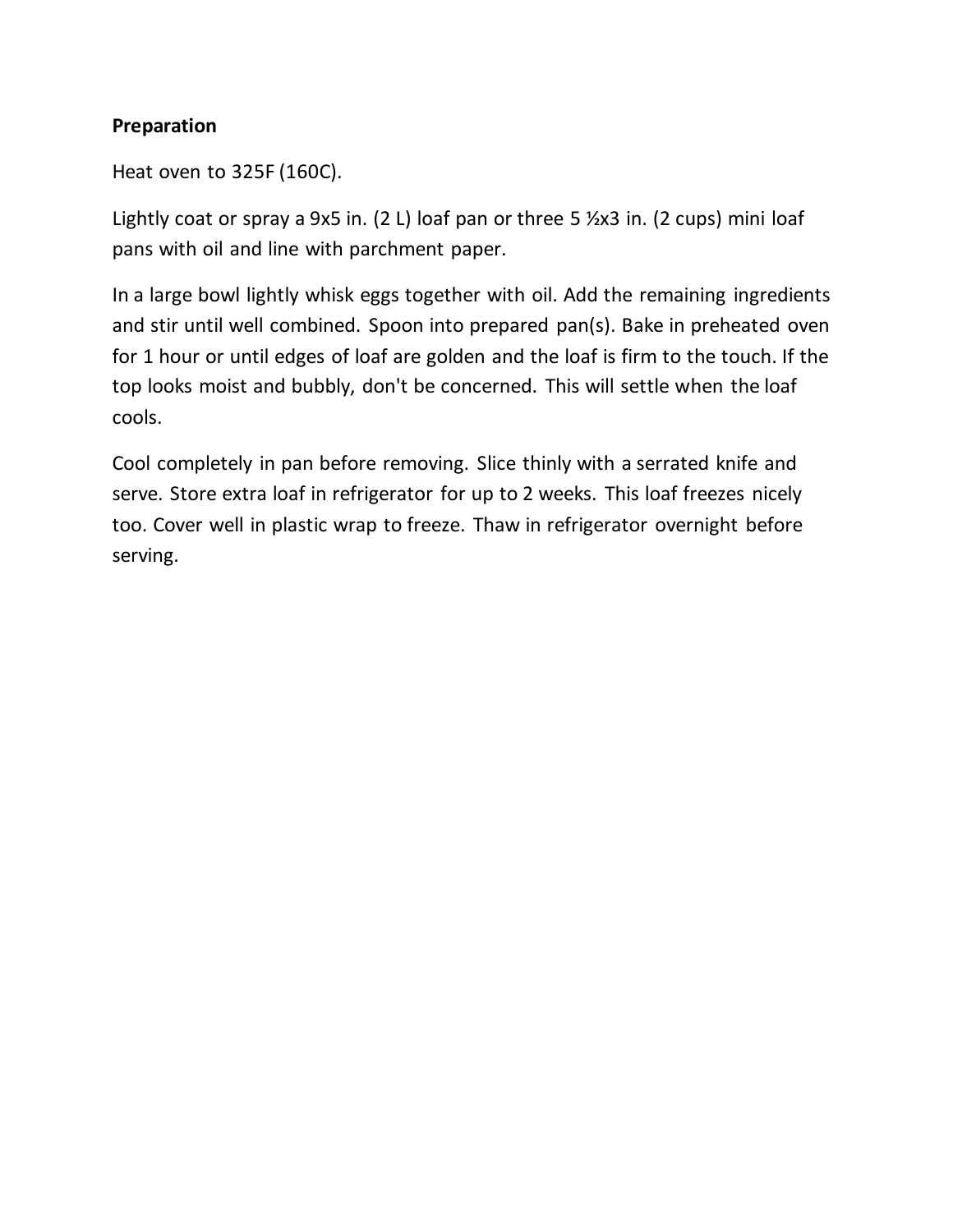**Preparation**

Heat oven to 325F (160C).

Lightly coat or spray a 9x5 in. (2 L) loaf pan or three 5 ½x3 in. (2 cups) mini loaf pans with oil and line with parchment paper.

In a large bowl lightly whisk eggs together with oil. Add the remaining ingredients and stir until well combined. Spoon into prepared pan(s). Bake in preheated oven for 1 hour or until edges of loaf are golden and the loaf is firm to the touch. If the top looks moist and bubbly, don't be concerned. This will settle when the loaf cools.

Cool completely in pan before removing. Slice thinly with a serrated knife and serve. Store extra loaf in refrigerator for up to 2 weeks. This loaf freezes nicely too. Cover well in plastic wrap to freeze. Thaw in refrigerator overnight before serving.